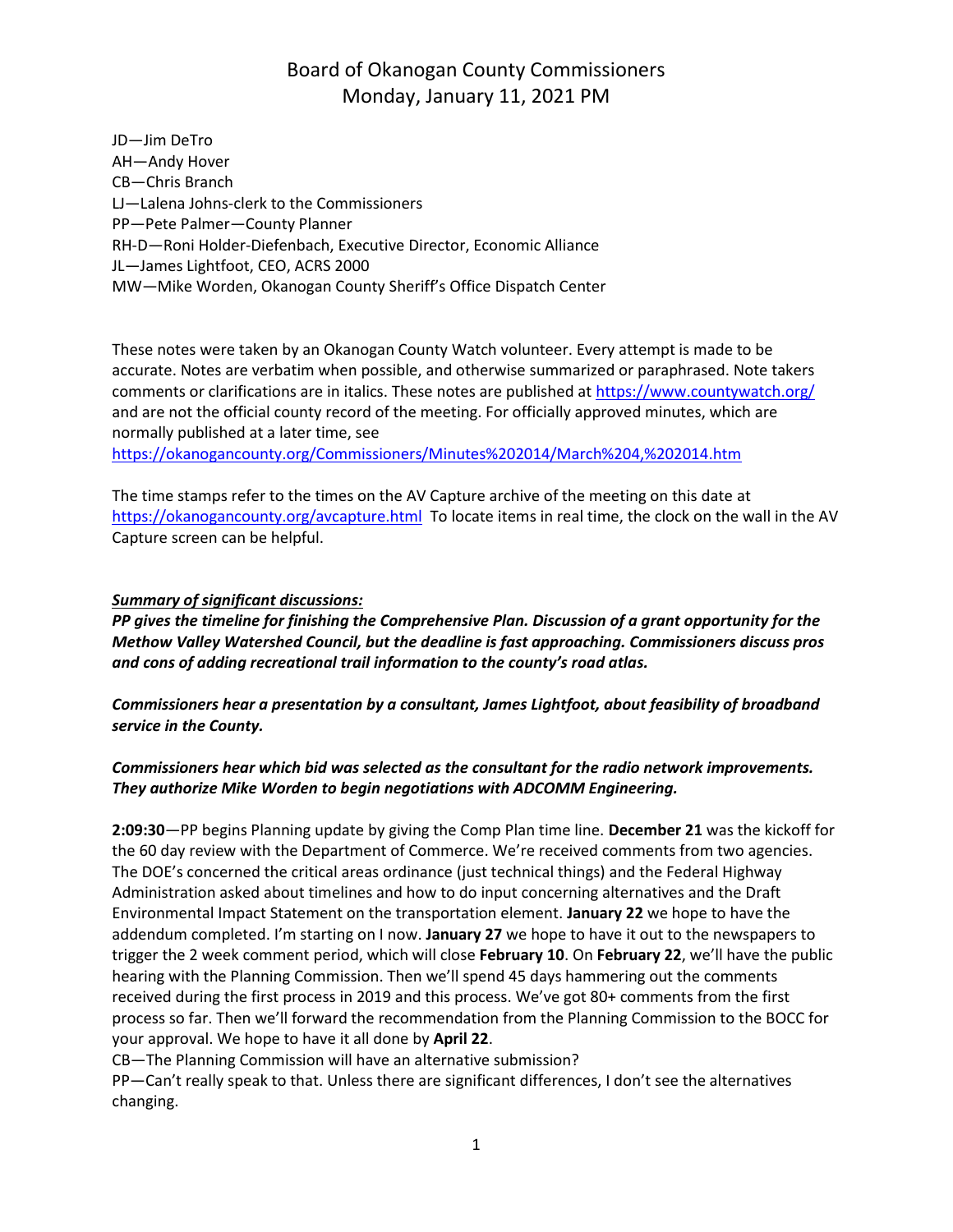# Board of Okanogan County Commissioners
## Monday, January 11, 2021 PM

JD—Jim DeTro
AH—Andy Hover
CB—Chris Branch
LJ—Lalena Johns-clerk to the Commissioners
PP—Pete Palmer—County Planner
RH-D—Roni Holder-Diefenbach, Executive Director, Economic Alliance
JL—James Lightfoot, CEO, ACRS 2000
MW—Mike Worden, Okanogan County Sheriff's Office Dispatch Center

These notes were taken by an Okanogan County Watch volunteer. Every attempt is made to be accurate. Notes are verbatim when possible, and otherwise summarized or paraphrased. Note takers comments or clarifications are in italics. These notes are published at https://www.countywatch.org/ and are not the official county record of the meeting. For officially approved minutes, which are normally published at a later time, see https://okanogancounty.org/Commissioners/Minutes%202014/March%204,%202014.htm

The time stamps refer to the times on the AV Capture archive of the meeting on this date at https://okanogancounty.org/avcapture.html To locate items in real time, the clock on the wall in the AV Capture screen can be helpful.

***Summary of significant discussions:***

***PP gives the timeline for finishing the Comprehensive Plan. Discussion of a grant opportunity for the Methow Valley Watershed Council, but the deadline is fast approaching. Commissioners discuss pros and cons of adding recreational trail information to the county's road atlas.***

***Commissioners hear a presentation by a consultant, James Lightfoot, about feasibility of broadband service in the County.***

***Commissioners hear which bid was selected as the consultant for the radio network improvements. They authorize Mike Worden to begin negotiations with ADCOMM Engineering.***

**2:09:30**—PP begins Planning update by giving the Comp Plan time line. **December 21** was the kickoff for the 60 day review with the Department of Commerce. We're received comments from two agencies. The DOE's concerned the critical areas ordinance (just technical things) and the Federal Highway Administration asked about timelines and how to do input concerning alternatives and the Draft Environmental Impact Statement on the transportation element. **January 22** we hope to have the addendum completed. I'm starting on I now. **January 27** we hope to have it out to the newspapers to trigger the 2 week comment period, which will close **February 10**. On **February 22**, we'll have the public hearing with the Planning Commission. Then we'll spend 45 days hammering out the comments received during the first process in 2019 and this process. We've got 80+ comments from the first process so far. Then we'll forward the recommendation from the Planning Commission to the BOCC for your approval. We hope to have it all done by **April 22**.

CB—The Planning Commission will have an alternative submission?

PP—Can't really speak to that. Unless there are significant differences, I don't see the alternatives changing.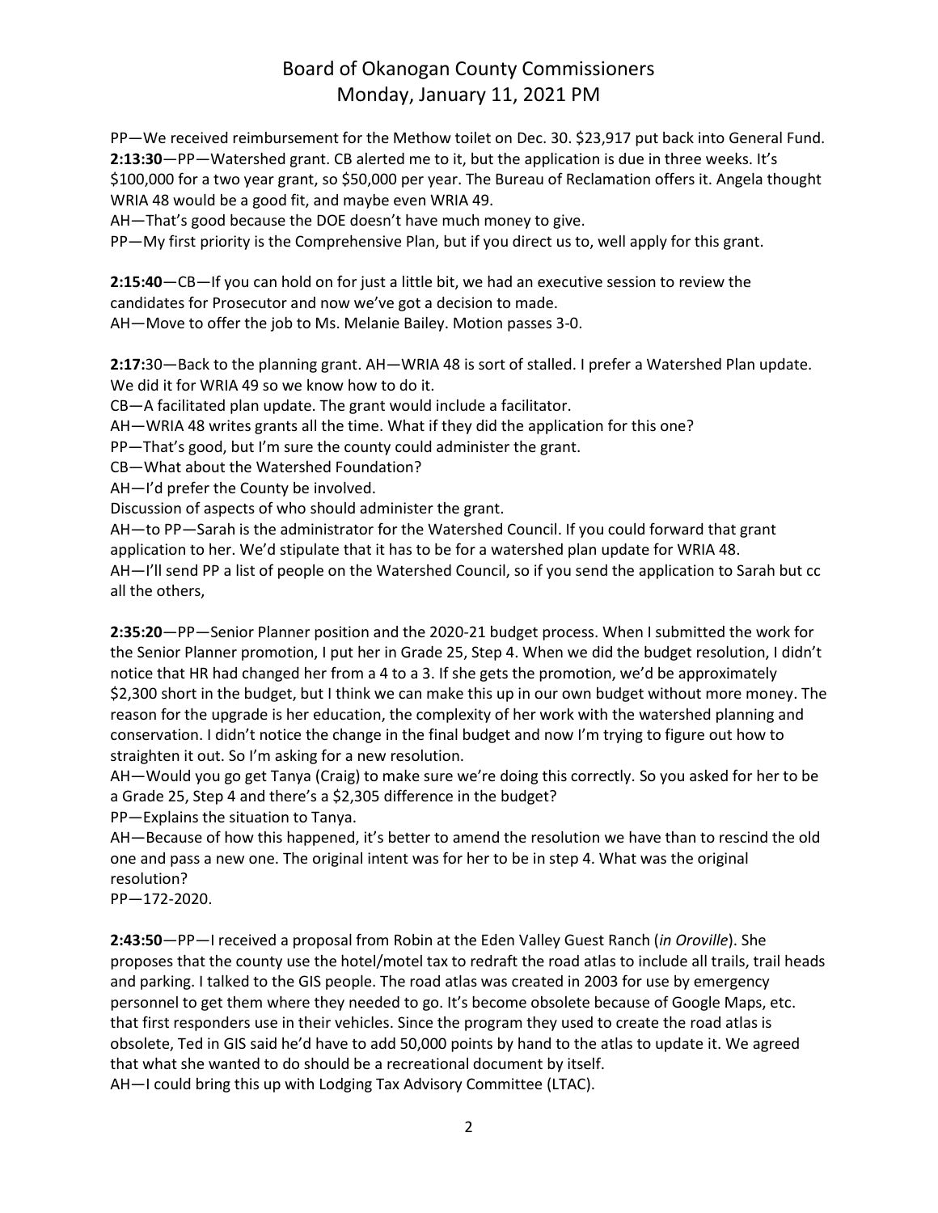PP—We received reimbursement for the Methow toilet on Dec. 30. $23,917 put back into General Fund.

**2:13:30**—PP—Watershed grant. CB alerted me to it, but the application is due in three weeks. It's $100,000 for a two year grant, so $50,000 per year. The Bureau of Reclamation offers it. Angela thought WRIA 48 would be a good fit, and maybe even WRIA 49.

AH—That's good because the DOE doesn't have much money to give.

PP—My first priority is the Comprehensive Plan, but if you direct us to, well apply for this grant.

**2:15:40**—CB—If you can hold on for just a little bit, we had an executive session to review the candidates for Prosecutor and now we've got a decision to made.

AH—Move to offer the job to Ms. Melanie Bailey. Motion passes 3-0.

**2:17**:30—Back to the planning grant. AH—WRIA 48 is sort of stalled. I prefer a Watershed Plan update. We did it for WRIA 49 so we know how to do it.

CB—A facilitated plan update. The grant would include a facilitator.

AH—WRIA 48 writes grants all the time. What if they did the application for this one?

PP—That's good, but I'm sure the county could administer the grant.

CB—What about the Watershed Foundation?

AH—I'd prefer the County be involved.

Discussion of aspects of who should administer the grant.

AH—to PP—Sarah is the administrator for the Watershed Council. If you could forward that grant application to her. We'd stipulate that it has to be for a watershed plan update for WRIA 48.

AH—I'll send PP a list of people on the Watershed Council, so if you send the application to Sarah but cc all the others,

**2:35:20**—PP—Senior Planner position and the 2020-21 budget process. When I submitted the work for the Senior Planner promotion, I put her in Grade 25, Step 4. When we did the budget resolution, I didn't notice that HR had changed her from a 4 to a 3. If she gets the promotion, we'd be approximately $2,300 short in the budget, but I think we can make this up in our own budget without more money. The reason for the upgrade is her education, the complexity of her work with the watershed planning and conservation. I didn't notice the change in the final budget and now I'm trying to figure out how to straighten it out. So I'm asking for a new resolution.

AH—Would you go get Tanya (Craig) to make sure we're doing this correctly. So you asked for her to be a Grade 25, Step 4 and there's a $2,305 difference in the budget?

PP—Explains the situation to Tanya.

AH—Because of how this happened, it's better to amend the resolution we have than to rescind the old one and pass a new one. The original intent was for her to be in step 4. What was the original resolution?

PP—172-2020.

**2:43:50**—PP—I received a proposal from Robin at the Eden Valley Guest Ranch (*in Oroville*). She proposes that the county use the hotel/motel tax to redraft the road atlas to include all trails, trail heads and parking. I talked to the GIS people. The road atlas was created in 2003 for use by emergency personnel to get them where they needed to go. It's become obsolete because of Google Maps, etc. that first responders use in their vehicles. Since the program they used to create the road atlas is obsolete, Ted in GIS said he'd have to add 50,000 points by hand to the atlas to update it. We agreed that what she wanted to do should be a recreational document by itself.

AH—I could bring this up with Lodging Tax Advisory Committee (LTAC).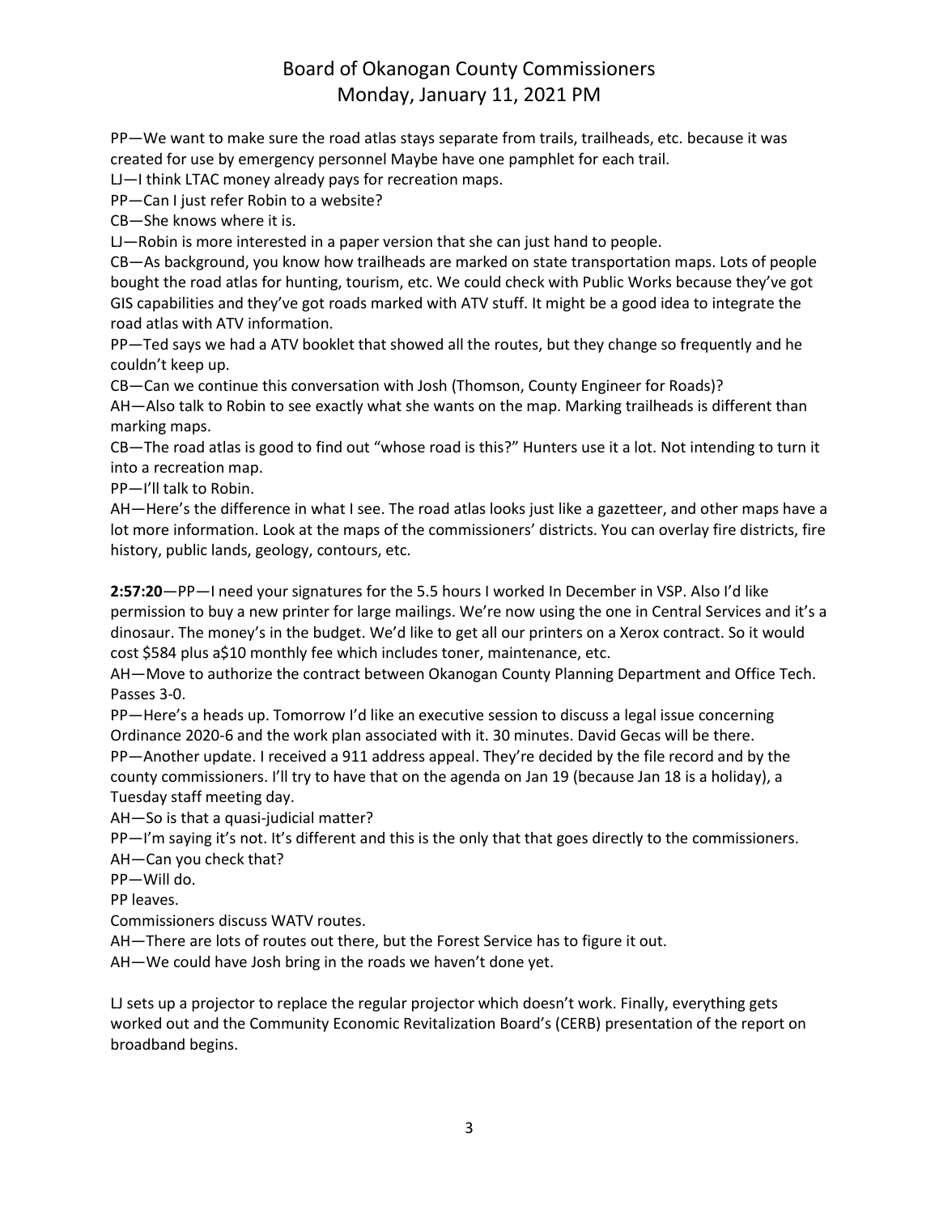PP—We want to make sure the road atlas stays separate from trails, trailheads, etc. because it was created for use by emergency personnel Maybe have one pamphlet for each trail.

LJ—I think LTAC money already pays for recreation maps.

PP—Can I just refer Robin to a website?

CB—She knows where it is.

LJ—Robin is more interested in a paper version that she can just hand to people.

CB—As background, you know how trailheads are marked on state transportation maps. Lots of people bought the road atlas for hunting, tourism, etc. We could check with Public Works because they've got GIS capabilities and they've got roads marked with ATV stuff. It might be a good idea to integrate the road atlas with ATV information.

PP—Ted says we had a ATV booklet that showed all the routes, but they change so frequently and he couldn't keep up.

CB—Can we continue this conversation with Josh (Thomson, County Engineer for Roads)?

AH—Also talk to Robin to see exactly what she wants on the map. Marking trailheads is different than marking maps.

CB—The road atlas is good to find out "whose road is this?" Hunters use it a lot. Not intending to turn it into a recreation map.

PP—I'll talk to Robin.

AH—Here's the difference in what I see. The road atlas looks just like a gazetteer, and other maps have a lot more information. Look at the maps of the commissioners' districts. You can overlay fire districts, fire history, public lands, geology, contours, etc.

**2:57:20**—PP—I need your signatures for the 5.5 hours I worked In December in VSP. Also I'd like permission to buy a new printer for large mailings. We're now using the one in Central Services and it's a dinosaur. The money's in the budget. We'd like to get all our printers on a Xerox contract. So it would cost $584 plus a$10 monthly fee which includes toner, maintenance, etc.

AH—Move to authorize the contract between Okanogan County Planning Department and Office Tech. Passes 3-0.

PP—Here's a heads up. Tomorrow I'd like an executive session to discuss a legal issue concerning Ordinance 2020-6 and the work plan associated with it. 30 minutes. David Gecas will be there.

PP—Another update. I received a 911 address appeal. They're decided by the file record and by the county commissioners. I'll try to have that on the agenda on Jan 19 (because Jan 18 is a holiday), a Tuesday staff meeting day.

AH—So is that a quasi-judicial matter?

PP—I'm saying it's not. It's different and this is the only that that goes directly to the commissioners.

AH—Can you check that?

PP—Will do.

PP leaves.

Commissioners discuss WATV routes.

AH—There are lots of routes out there, but the Forest Service has to figure it out.

AH—We could have Josh bring in the roads we haven't done yet.

LJ sets up a projector to replace the regular projector which doesn't work. Finally, everything gets worked out and the Community Economic Revitalization Board's (CERB) presentation of the report on broadband begins.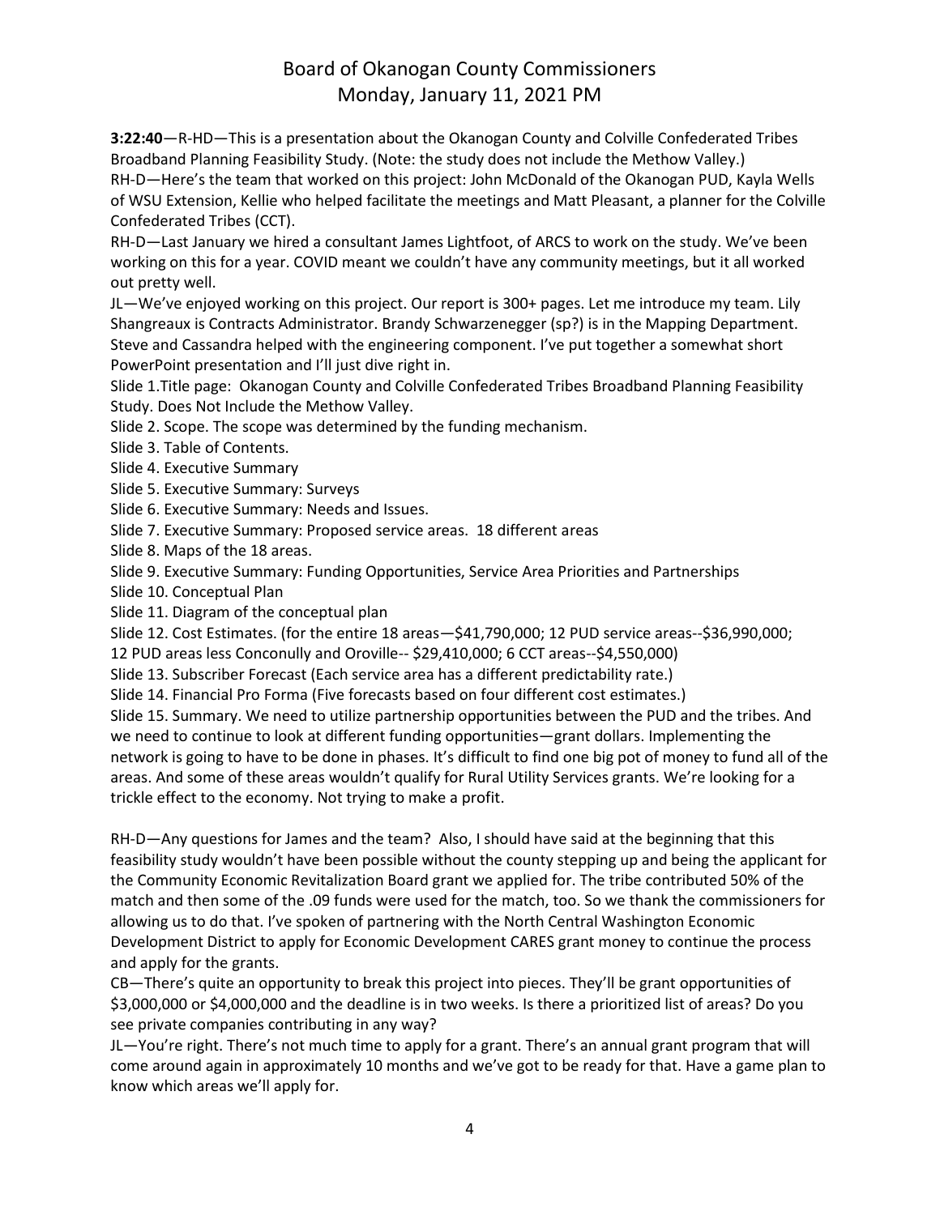**3:22:40**—R-HD—This is a presentation about the Okanogan County and Colville Confederated Tribes Broadband Planning Feasibility Study. (Note: the study does not include the Methow Valley.)
RH-D—Here's the team that worked on this project: John McDonald of the Okanogan PUD, Kayla Wells of WSU Extension, Kellie who helped facilitate the meetings and Matt Pleasant, a planner for the Colville Confederated Tribes (CCT).
RH-D—Last January we hired a consultant James Lightfoot, of ARCS to work on the study. We've been working on this for a year. COVID meant we couldn't have any community meetings, but it all worked out pretty well.
JL—We've enjoyed working on this project. Our report is 300+ pages. Let me introduce my team. Lily Shangreaux is Contracts Administrator. Brandy Schwarzenegger (sp?) is in the Mapping Department. Steve and Cassandra helped with the engineering component. I've put together a somewhat short PowerPoint presentation and I'll just dive right in.
Slide 1.Title page: Okanogan County and Colville Confederated Tribes Broadband Planning Feasibility Study. Does Not Include the Methow Valley.
Slide 2. Scope. The scope was determined by the funding mechanism.
Slide 3. Table of Contents.
Slide 4. Executive Summary
Slide 5. Executive Summary: Surveys
Slide 6. Executive Summary: Needs and Issues.
Slide 7. Executive Summary: Proposed service areas. 18 different areas
Slide 8. Maps of the 18 areas.
Slide 9. Executive Summary: Funding Opportunities, Service Area Priorities and Partnerships
Slide 10. Conceptual Plan
Slide 11. Diagram of the conceptual plan
Slide 12. Cost Estimates. (for the entire 18 areas—$41,790,000; 12 PUD service areas--$36,990,000; 12 PUD areas less Conconully and Oroville-- $29,410,000; 6 CCT areas--$4,550,000)
Slide 13. Subscriber Forecast (Each service area has a different predictability rate.)
Slide 14. Financial Pro Forma (Five forecasts based on four different cost estimates.)
Slide 15. Summary. We need to utilize partnership opportunities between the PUD and the tribes. And we need to continue to look at different funding opportunities—grant dollars. Implementing the network is going to have to be done in phases. It's difficult to find one big pot of money to fund all of the areas. And some of these areas wouldn't qualify for Rural Utility Services grants. We're looking for a trickle effect to the economy. Not trying to make a profit.

RH-D—Any questions for James and the team? Also, I should have said at the beginning that this feasibility study wouldn't have been possible without the county stepping up and being the applicant for the Community Economic Revitalization Board grant we applied for. The tribe contributed 50% of the match and then some of the .09 funds were used for the match, too. So we thank the commissioners for allowing us to do that. I've spoken of partnering with the North Central Washington Economic Development District to apply for Economic Development CARES grant money to continue the process and apply for the grants.
CB—There's quite an opportunity to break this project into pieces. They'll be grant opportunities of $3,000,000 or $4,000,000 and the deadline is in two weeks. Is there a prioritized list of areas? Do you see private companies contributing in any way?
JL—You're right. There's not much time to apply for a grant. There's an annual grant program that will come around again in approximately 10 months and we've got to be ready for that. Have a game plan to know which areas we'll apply for.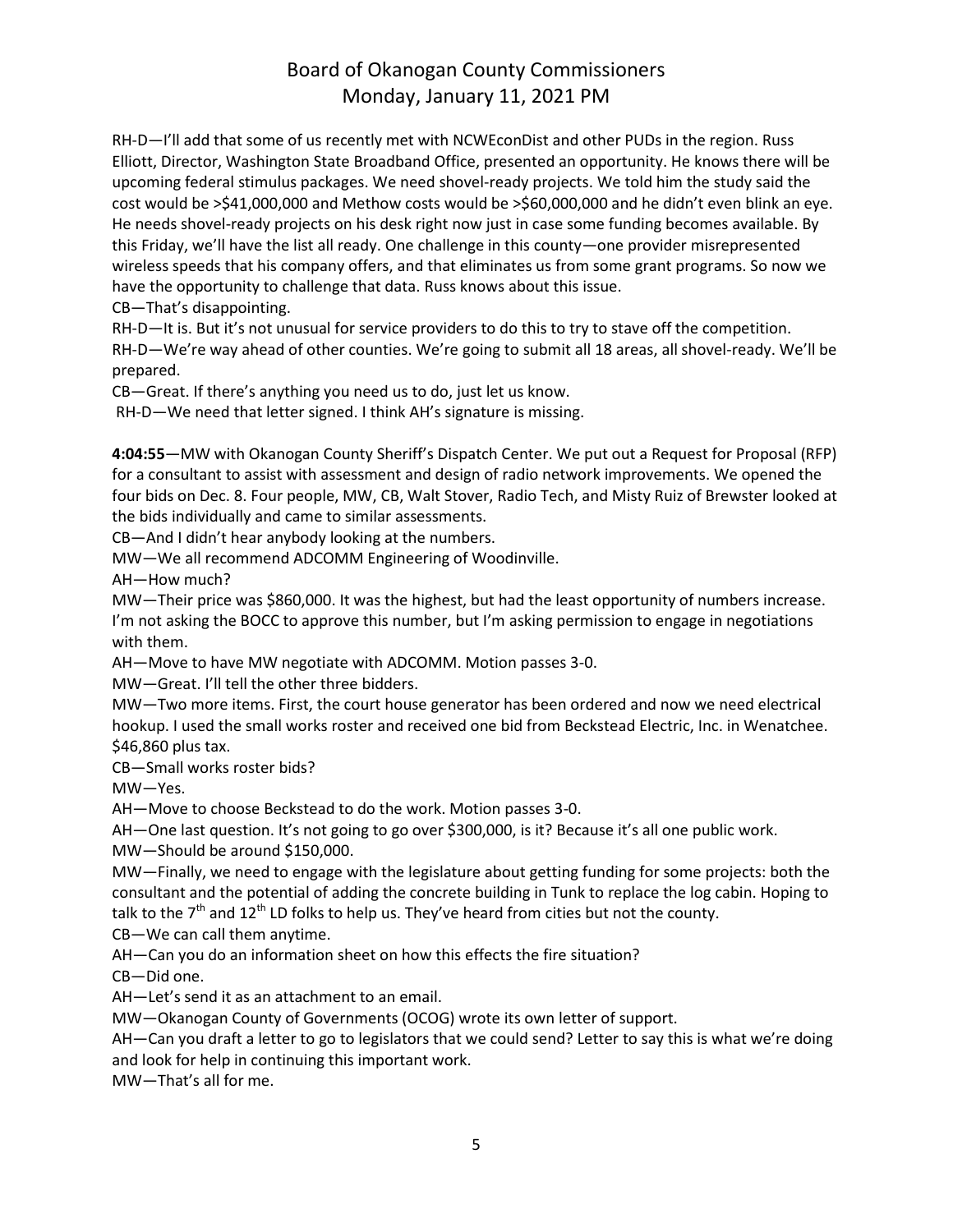RH-D—I'll add that some of us recently met with NCWEconDist and other PUDs in the region. Russ Elliott, Director, Washington State Broadband Office, presented an opportunity. He knows there will be upcoming federal stimulus packages. We need shovel-ready projects. We told him the study said the cost would be >$41,000,000 and Methow costs would be >$60,000,000 and he didn't even blink an eye. He needs shovel-ready projects on his desk right now just in case some funding becomes available. By this Friday, we'll have the list all ready. One challenge in this county—one provider misrepresented wireless speeds that his company offers, and that eliminates us from some grant programs. So now we have the opportunity to challenge that data. Russ knows about this issue.

CB—That's disappointing.

RH-D—It is. But it's not unusual for service providers to do this to try to stave off the competition.

RH-D—We're way ahead of other counties. We're going to submit all 18 areas, all shovel-ready. We'll be prepared.

CB—Great. If there's anything you need us to do, just let us know.

RH-D—We need that letter signed. I think AH's signature is missing.

**4:04:55**—MW with Okanogan County Sheriff's Dispatch Center. We put out a Request for Proposal (RFP) for a consultant to assist with assessment and design of radio network improvements. We opened the four bids on Dec. 8. Four people, MW, CB, Walt Stover, Radio Tech, and Misty Ruiz of Brewster looked at the bids individually and came to similar assessments.

CB—And I didn't hear anybody looking at the numbers.

MW—We all recommend ADCOMM Engineering of Woodinville.

AH—How much?

MW—Their price was $860,000. It was the highest, but had the least opportunity of numbers increase. I'm not asking the BOCC to approve this number, but I'm asking permission to engage in negotiations with them.

AH—Move to have MW negotiate with ADCOMM. Motion passes 3-0.

MW—Great. I'll tell the other three bidders.

MW—Two more items. First, the court house generator has been ordered and now we need electrical hookup. I used the small works roster and received one bid from Beckstead Electric, Inc. in Wenatchee. $46,860 plus tax.

CB—Small works roster bids?

MW—Yes.

AH—Move to choose Beckstead to do the work. Motion passes 3-0.

AH—One last question. It's not going to go over $300,000, is it? Because it's all one public work.

MW—Should be around $150,000.

MW—Finally, we need to engage with the legislature about getting funding for some projects: both the consultant and the potential of adding the concrete building in Tunk to replace the log cabin. Hoping to talk to the 7th and 12th LD folks to help us. They've heard from cities but not the county.

CB—We can call them anytime.

AH—Can you do an information sheet on how this effects the fire situation?

CB—Did one.

AH—Let's send it as an attachment to an email.

MW—Okanogan County of Governments (OCOG) wrote its own letter of support.

AH—Can you draft a letter to go to legislators that we could send? Letter to say this is what we're doing and look for help in continuing this important work.

MW—That's all for me.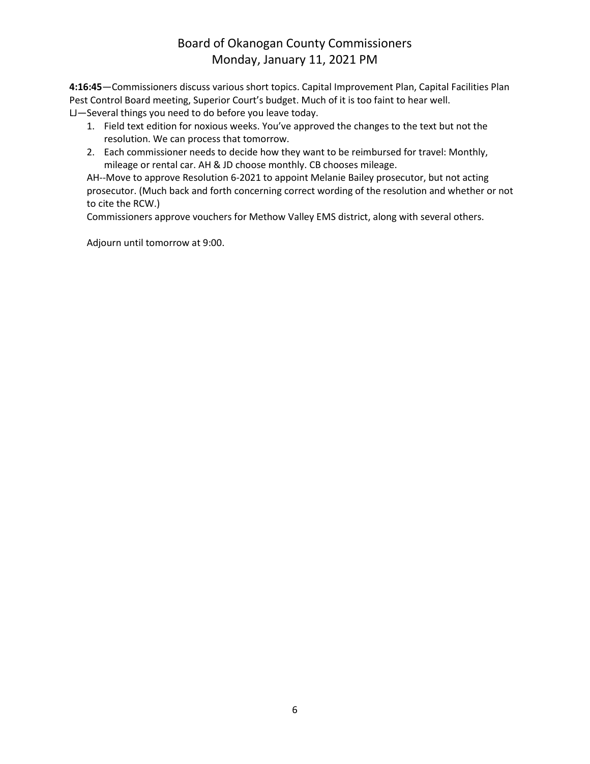# Board of Okanogan County Commissioners
## Monday, January 11, 2021 PM

**4:16:45**—Commissioners discuss various short topics. Capital Improvement Plan, Capital Facilities Plan Pest Control Board meeting, Superior Court's budget. Much of it is too faint to hear well.

LJ—Several things you need to do before you leave today.

1. Field text edition for noxious weeks. You've approved the changes to the text but not the resolution. We can process that tomorrow.
2. Each commissioner needs to decide how they want to be reimbursed for travel: Monthly, mileage or rental car. AH & JD choose monthly. CB chooses mileage.

AH--Move to approve Resolution 6-2021 to appoint Melanie Bailey prosecutor, but not acting prosecutor. (Much back and forth concerning correct wording of the resolution and whether or not to cite the RCW.)

Commissioners approve vouchers for Methow Valley EMS district, along with several others.

Adjourn until tomorrow at 9:00.